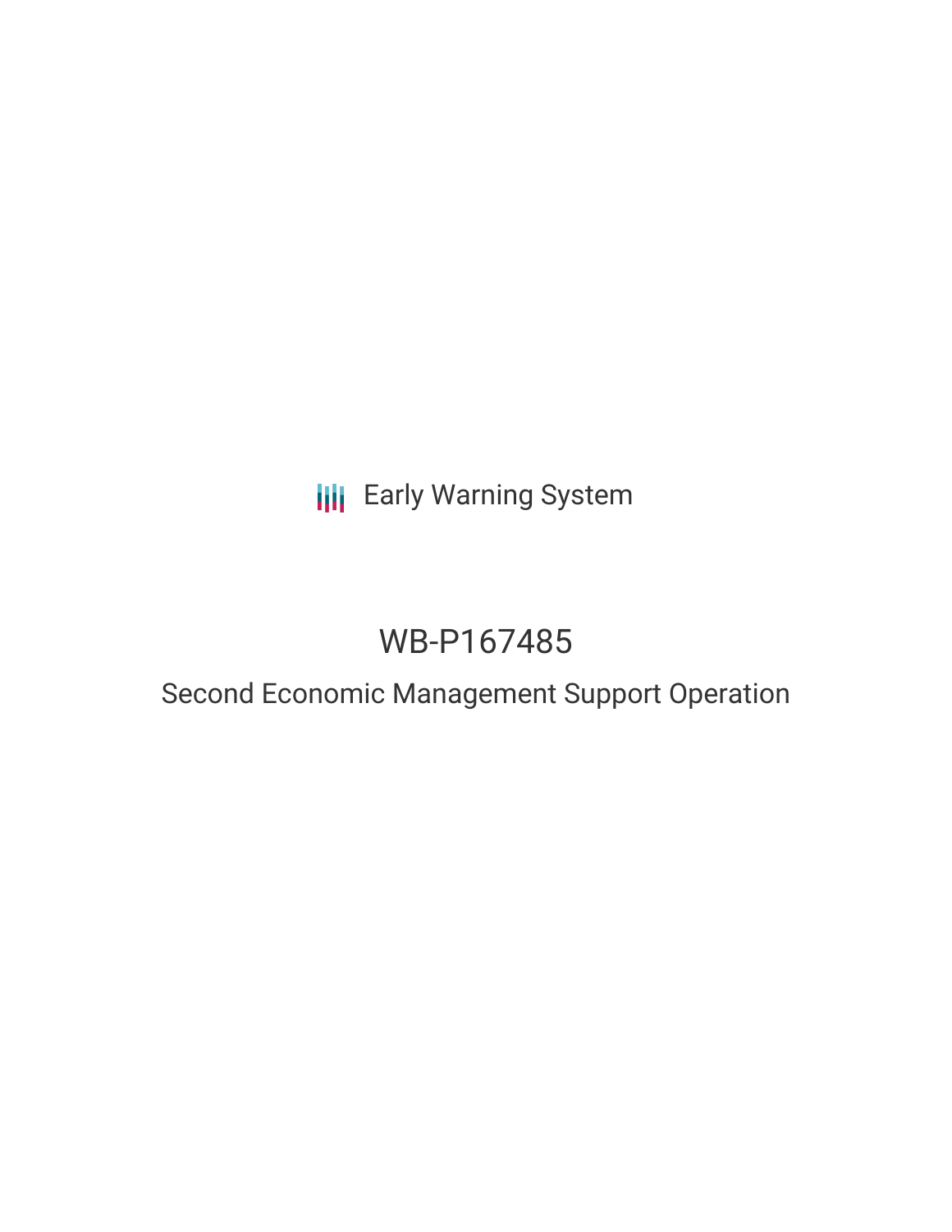Early Warning System

# WB-P167485

## Second Economic Management Support Operation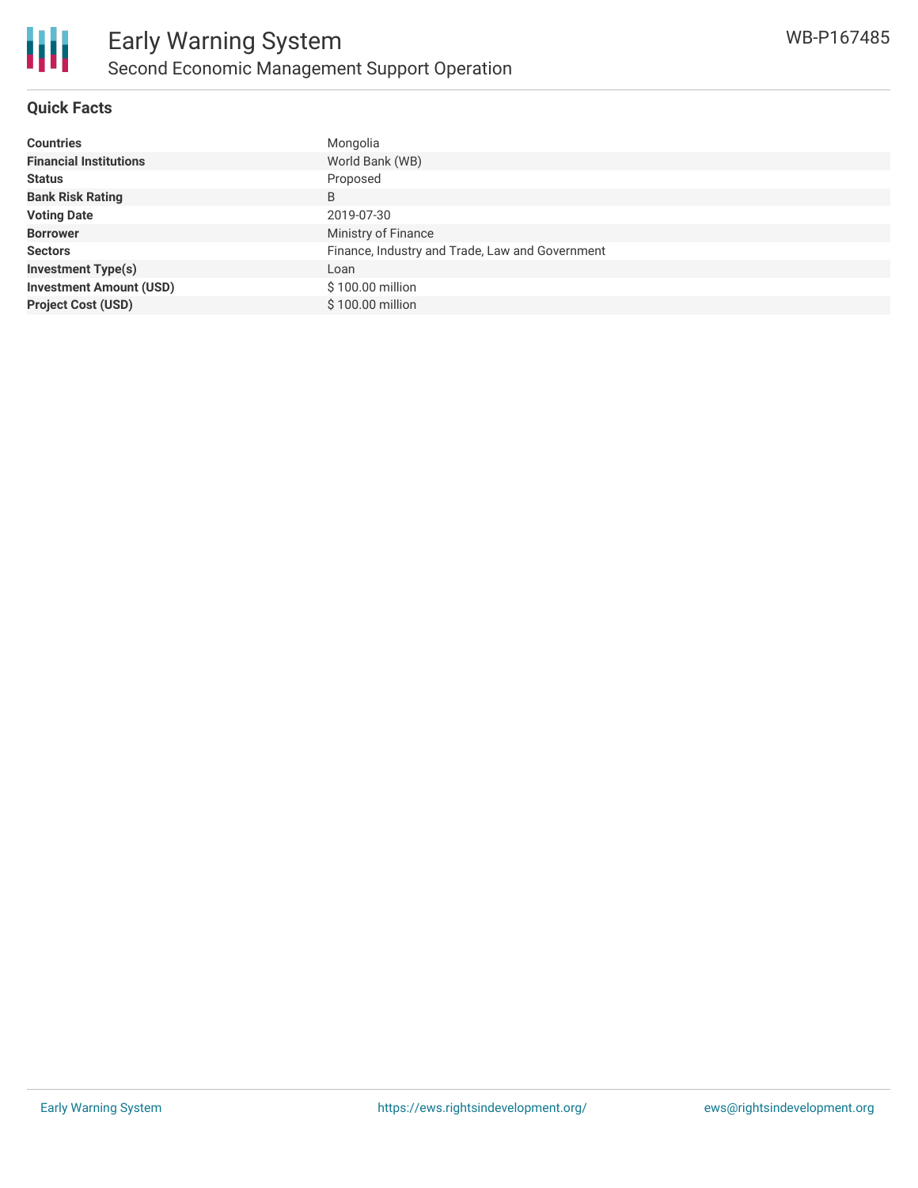## Quick Facts

| | |
|---|---|
| **Countries** | Mongolia |
| **Financial Institutions** | World Bank (WB) |
| **Status** | Proposed |
| **Bank Risk Rating** | B |
| **Voting Date** | 2019-07-30 |
| **Borrower** | Ministry of Finance |
| **Sectors** | Finance, Industry and Trade, Law and Government |
| **Investment Type(s)** | Loan |
| **Investment Amount (USD)** | $ 100.00 million |
| **Project Cost (USD)** | $ 100.00 million |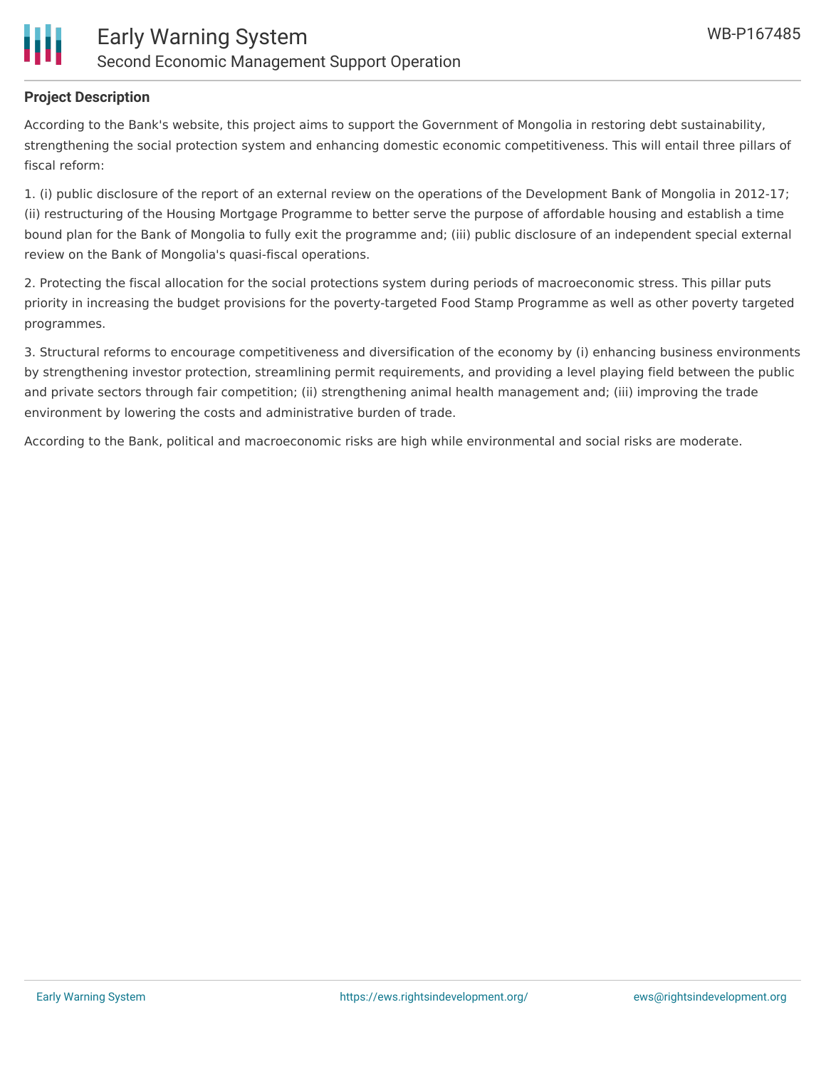**Project Description**

According to the Bank's website, this project aims to support the Government of Mongolia in restoring debt sustainability, strengthening the social protection system and enhancing domestic economic competitiveness. This will entail three pillars of fiscal reform:

1. (i) public disclosure of the report of an external review on the operations of the Development Bank of Mongolia in 2012-17; (ii) restructuring of the Housing Mortgage Programme to better serve the purpose of affordable housing and establish a time bound plan for the Bank of Mongolia to fully exit the programme and; (iii) public disclosure of an independent special external review on the Bank of Mongolia's quasi-fiscal operations.

2. Protecting the fiscal allocation for the social protections system during periods of macroeconomic stress. This pillar puts priority in increasing the budget provisions for the poverty-targeted Food Stamp Programme as well as other poverty targeted programmes.

3. Structural reforms to encourage competitiveness and diversification of the economy by (i) enhancing business environments by strengthening investor protection, streamlining permit requirements, and providing a level playing field between the public and private sectors through fair competition; (ii) strengthening animal health management and; (iii) improving the trade environment by lowering the costs and administrative burden of trade.

According to the Bank, political and macroeconomic risks are high while environmental and social risks are moderate.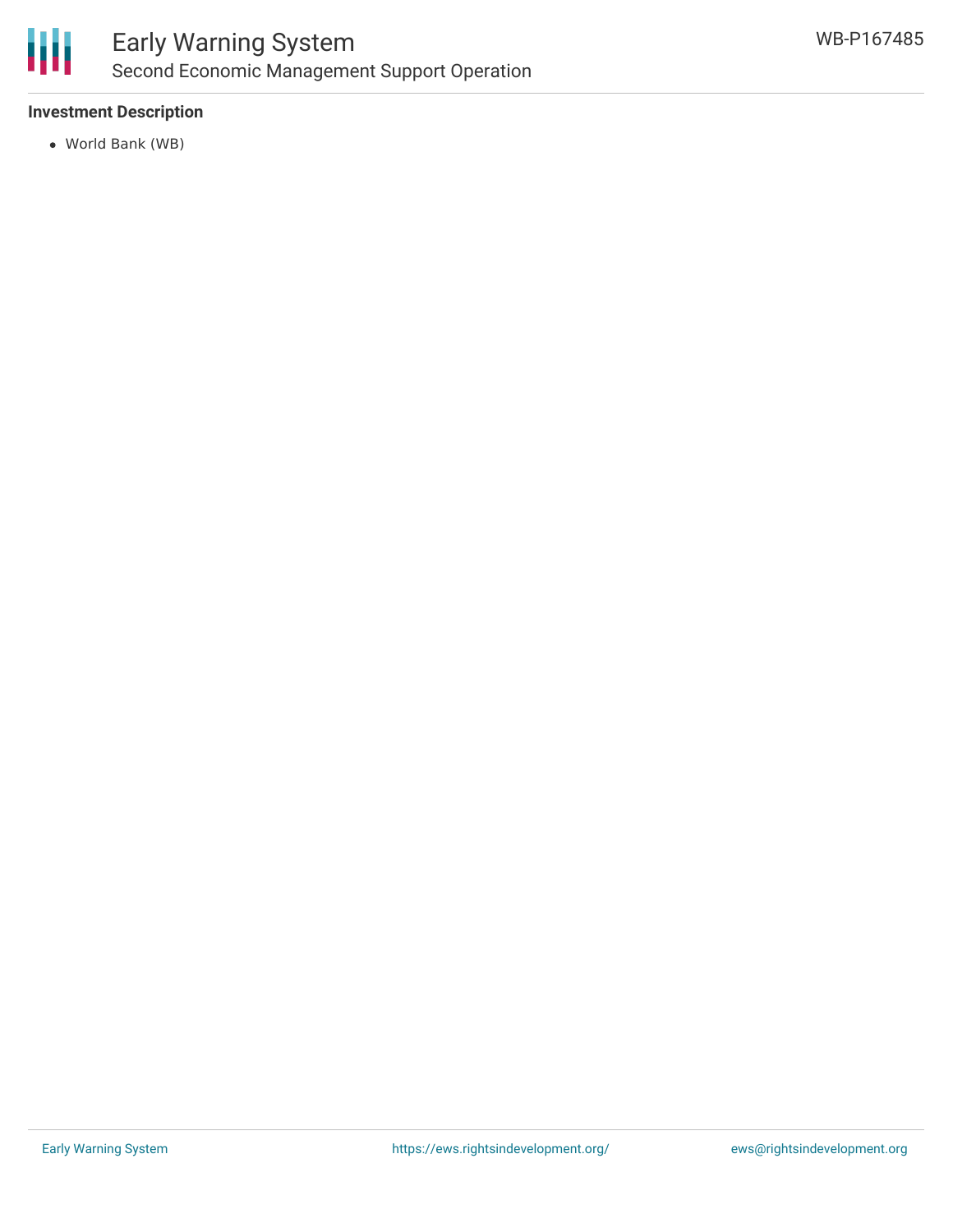**Investment Description**

- World Bank (WB)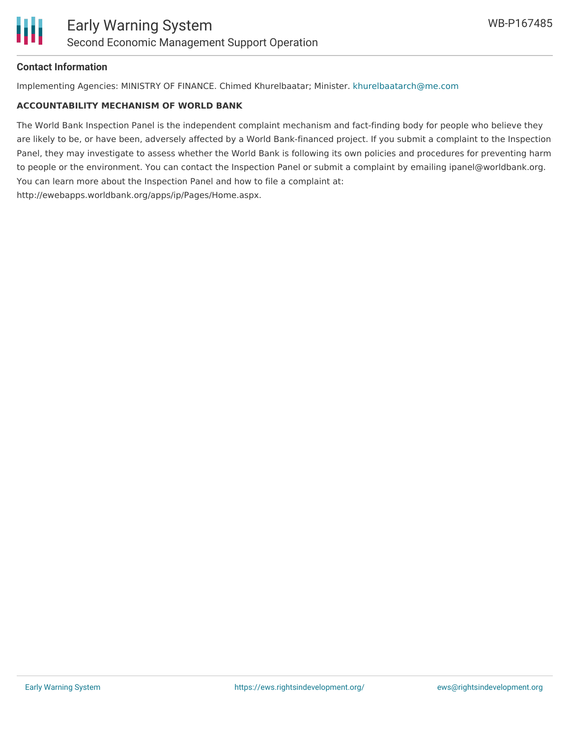**Contact Information**

Implementing Agencies: MINISTRY OF FINANCE. Chimed Khurelbaatar; Minister. khurelbaatarch@me.com

**ACCOUNTABILITY MECHANISM OF WORLD BANK**

The World Bank Inspection Panel is the independent complaint mechanism and fact-finding body for people who believe they are likely to be, or have been, adversely affected by a World Bank-financed project. If you submit a complaint to the Inspection Panel, they may investigate to assess whether the World Bank is following its own policies and procedures for preventing harm to people or the environment. You can contact the Inspection Panel or submit a complaint by emailing ipanel@worldbank.org. You can learn more about the Inspection Panel and how to file a complaint at: http://ewebapps.worldbank.org/apps/ip/Pages/Home.aspx.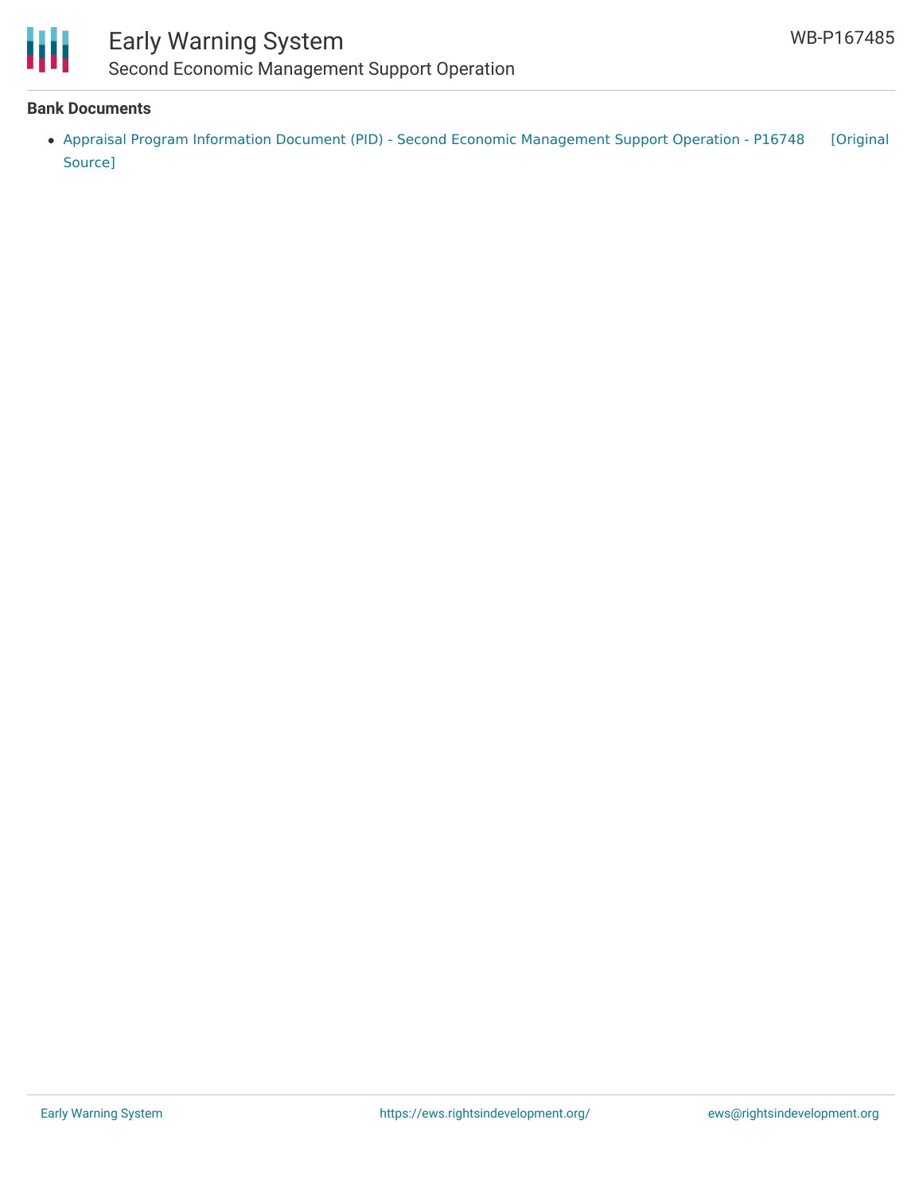## Bank Documents

- Appraisal Program Information Document (PID) - Second Economic Management Support Operation - P16748 [Original Source]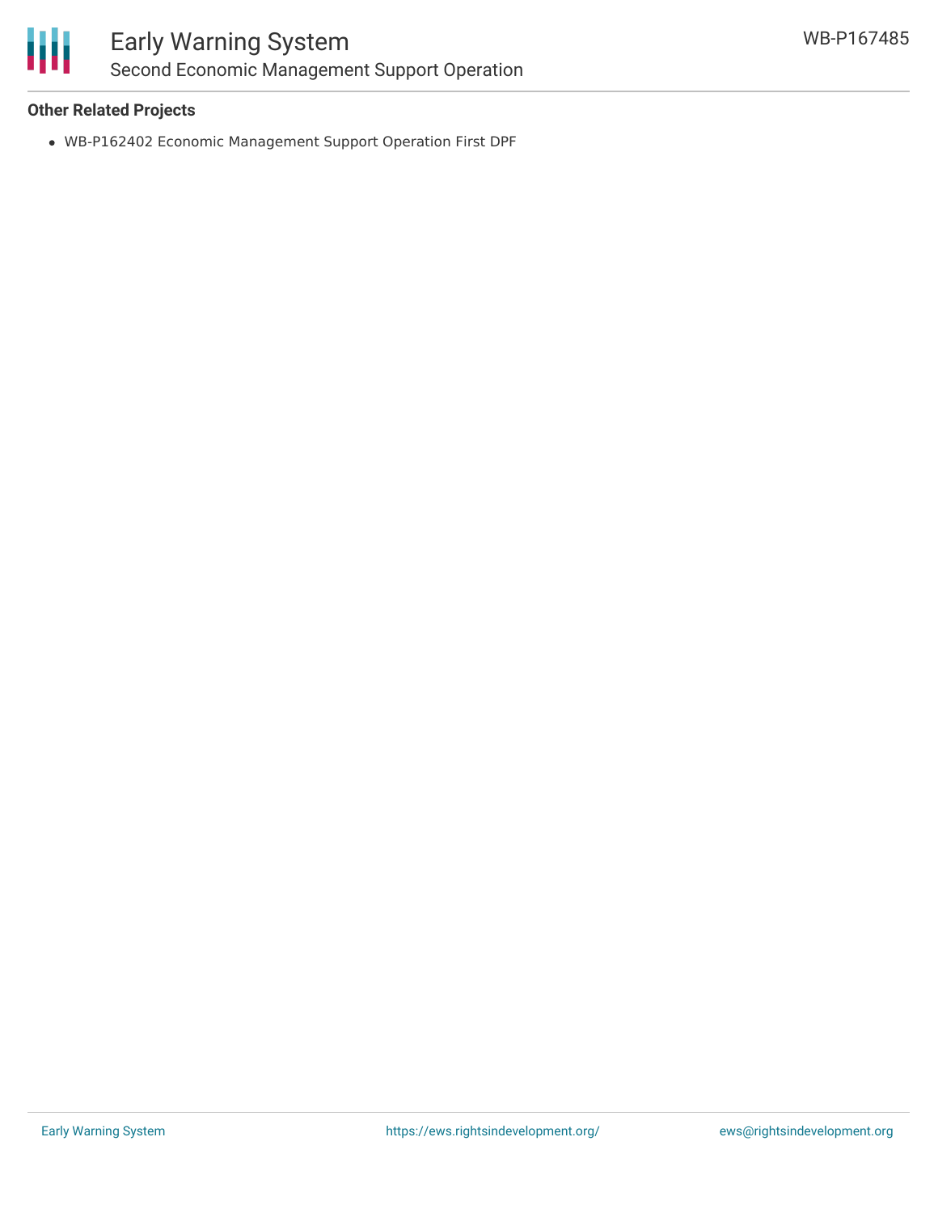**Other Related Projects**

- WB-P162402 Economic Management Support Operation First DPF